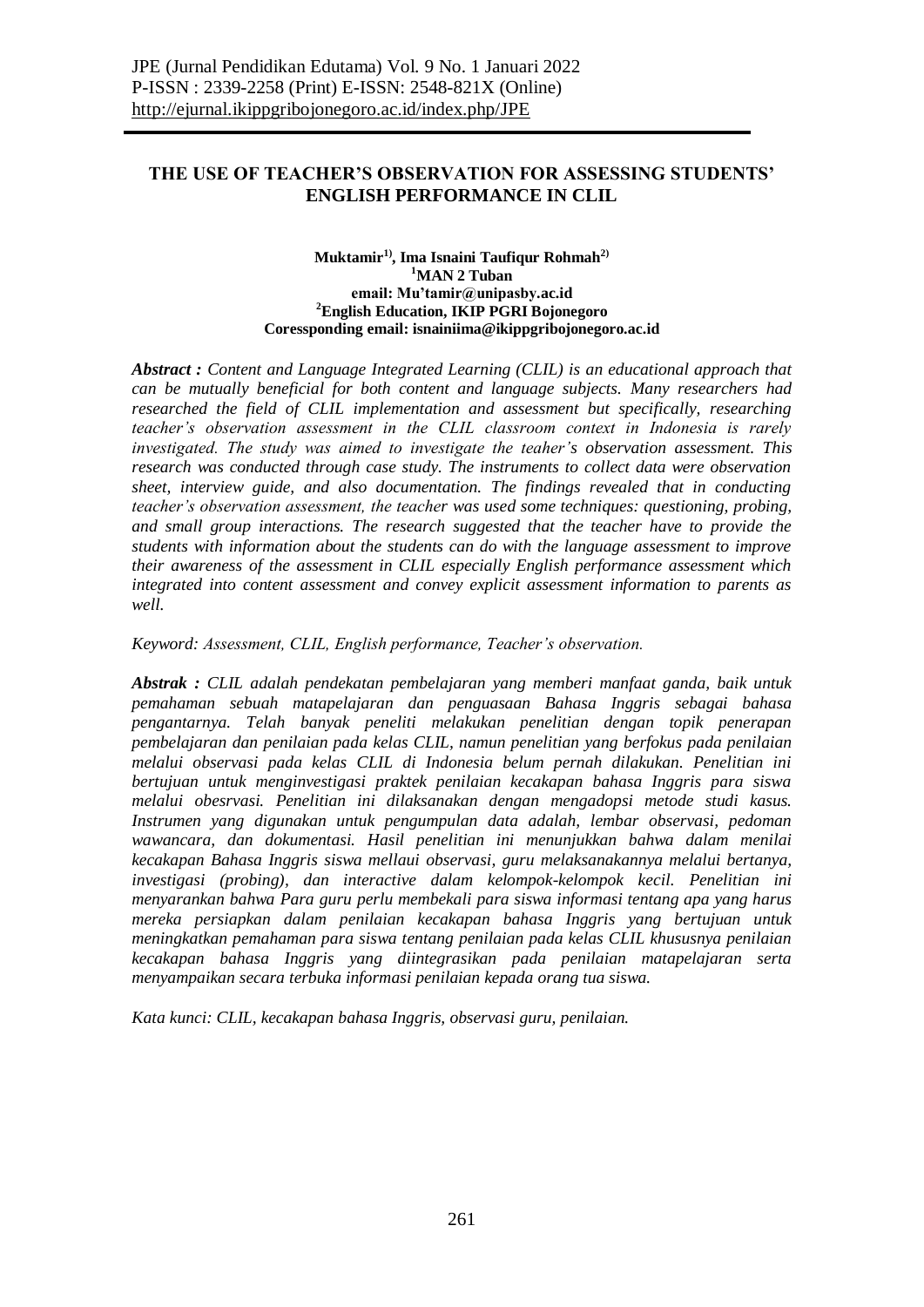# THE USE OF TEACHER'S OBSERVATION FOR ASSESSING STUDENTS' ENGLISH PERFORMANCE IN CLIL

**Muktamir[1)], Ima Isnaini Taufiqur Rohmah[2)]**
**[1]MAN 2 Tuban**
**email: Mu'tamir@unipasby.ac.id**
**[2]English Education, IKIP PGRI Bojonegoro**
**Coressponding email: isnainiima@ikippgribojonegoro.ac.id**

***Abstract :*** *Content and Language Integrated Learning (CLIL) is an educational approach that can be mutually beneficial for both content and language subjects. Many researchers had researched the field of CLIL implementation and assessment but specifically, researching teacher's observation assessment in the CLIL classroom context in Indonesia is rarely investigated. The study was aimed to investigate the teaher's observation assessment. This research was conducted through case study. The instruments to collect data were observation sheet, interview guide, and also documentation. The findings revealed that in conducting teacher's observation assessment, the teacher was used some techniques: questioning, probing, and small group interactions. The research suggested that the teacher have to provide the students with information about the students can do with the language assessment to improve their awareness of the assessment in CLIL especially English performance assessment which integrated into content assessment and convey explicit assessment information to parents as well.*

*Keyword: Assessment, CLIL, English performance, Teacher's observation.*

***Abstrak :*** *CLIL adalah pendekatan pembelajaran yang memberi manfaat ganda, baik untuk pemahaman sebuah matapelajaran dan penguasaan Bahasa Inggris sebagai bahasa pengantarnya. Telah banyak peneliti melakukan penelitian dengan topik penerapan pembelajaran dan penilaian pada kelas CLIL, namun penelitian yang berfokus pada penilaian melalui observasi pada kelas CLIL di Indonesia belum pernah dilakukan. Penelitian ini bertujuan untuk menginvestigasi praktek penilaian kecakapan bahasa Inggris para siswa melalui obesrvasi. Penelitian ini dilaksanakan dengan mengadopsi metode studi kasus. Instrumen yang digunakan untuk pengumpulan data adalah, lembar observasi, pedoman wawancara, dan dokumentasi. Hasil penelitian ini menunjukkan bahwa dalam menilai kecakapan Bahasa Inggris siswa mellaui observasi, guru melaksanakannya melalui bertanya, investigasi (probing), dan interactive dalam kelompok-kelompok kecil. Penelitian ini menyarankan bahwa Para guru perlu membekali para siswa informasi tentang apa yang harus mereka persiapkan dalam penilaian kecakapan bahasa Inggris yang bertujuan untuk meningkatkan pemahaman para siswa tentang penilaian pada kelas CLIL khususnya penilaian kecakapan bahasa Inggris yang diintegrasikan pada penilaian matapelajaran serta menyampaikan secara terbuka informasi penilaian kepada orang tua siswa.*

*Kata kunci: CLIL, kecakapan bahasa Inggris, observasi guru, penilaian.*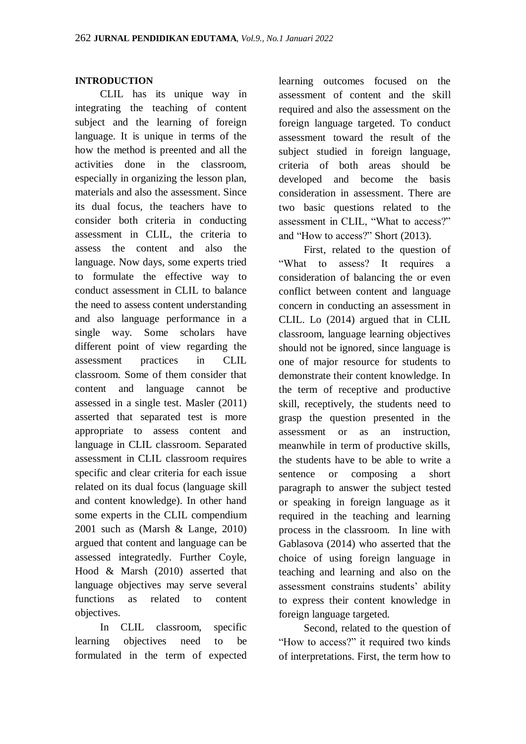## INTRODUCTION

CLIL has its unique way in integrating the teaching of content subject and the learning of foreign language. It is unique in terms of the how the method is preented and all the activities done in the classroom, especially in organizing the lesson plan, materials and also the assessment. Since its dual focus, the teachers have to consider both criteria in conducting assessment in CLIL, the criteria to assess the content and also the language. Now days, some experts tried to formulate the effective way to conduct assessment in CLIL to balance the need to assess content understanding and also language performance in a single way. Some scholars have different point of view regarding the assessment practices in CLIL classroom. Some of them consider that content and language cannot be assessed in a single test. Masler (2011) asserted that separated test is more appropriate to assess content and language in CLIL classroom. Separated assessment in CLIL classroom requires specific and clear criteria for each issue related on its dual focus (language skill and content knowledge). In other hand some experts in the CLIL compendium 2001 such as (Marsh & Lange, 2010) argued that content and language can be assessed integratedly. Further Coyle, Hood & Marsh (2010) asserted that language objectives may serve several functions as related to content objectives.

In CLIL classroom, specific learning objectives need to be formulated in the term of expected learning outcomes focused on the assessment of content and the skill required and also the assessment on the foreign language targeted. To conduct assessment toward the result of the subject studied in foreign language, criteria of both areas should be developed and become the basis consideration in assessment. There are two basic questions related to the assessment in CLIL, "What to access?" and "How to access?" Short (2013).

First, related to the question of "What to assess? It requires a consideration of balancing the or even conflict between content and language concern in conducting an assessment in CLIL. Lo (2014) argued that in CLIL classroom, language learning objectives should not be ignored, since language is one of major resource for students to demonstrate their content knowledge. In the term of receptive and productive skill, receptively, the students need to grasp the question presented in the assessment or as an instruction, meanwhile in term of productive skills, the students have to be able to write a sentence or composing a short paragraph to answer the subject tested or speaking in foreign language as it required in the teaching and learning process in the classroom. In line with Gablasova (2014) who asserted that the choice of using foreign language in teaching and learning and also on the assessment constrains students' ability to express their content knowledge in foreign language targeted.

Second, related to the question of "How to access?" it required two kinds of interpretations. First, the term how to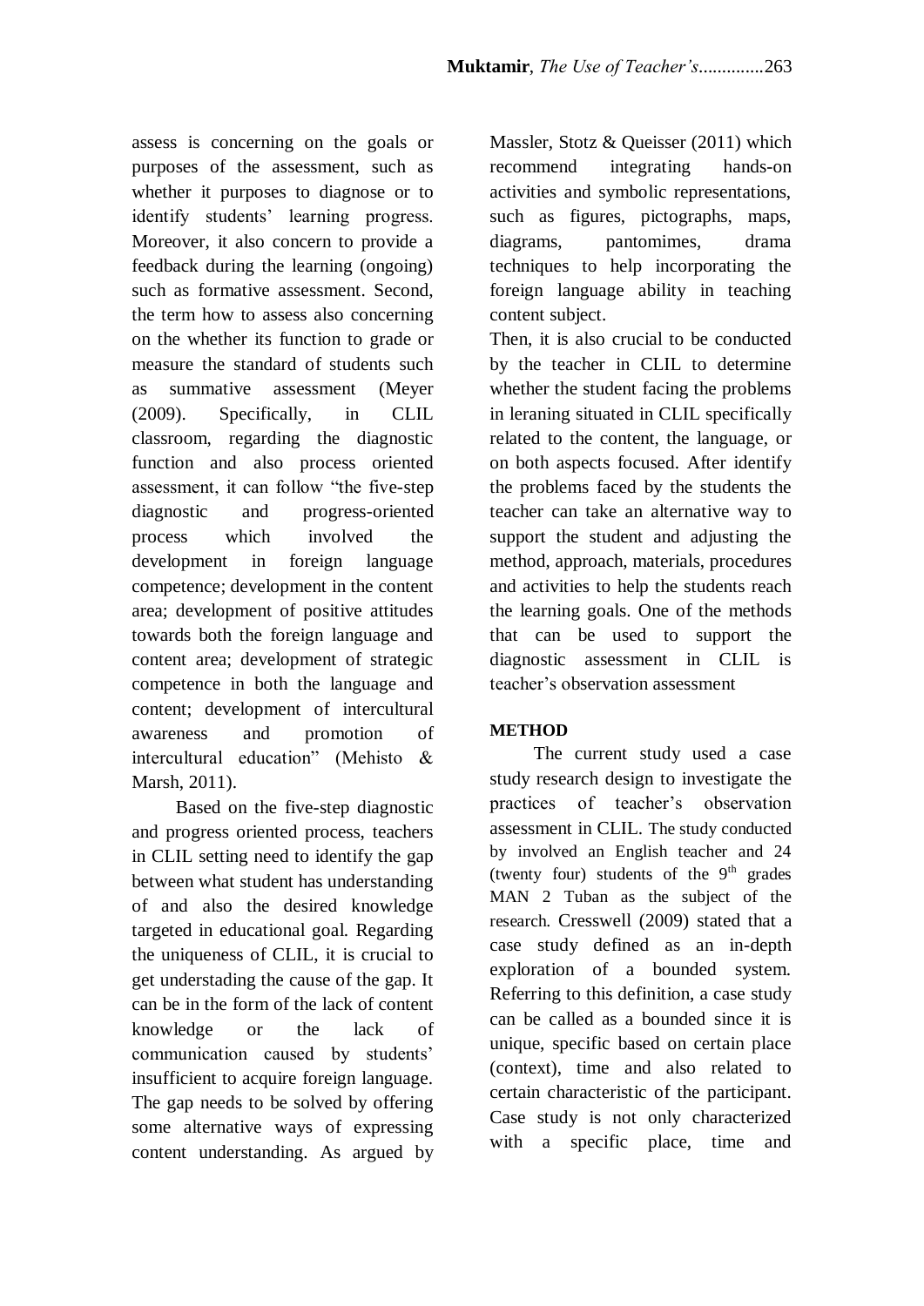assess is concerning on the goals or purposes of the assessment, such as whether it purposes to diagnose or to identify students' learning progress. Moreover, it also concern to provide a feedback during the learning (ongoing) such as formative assessment. Second, the term how to assess also concerning on the whether its function to grade or measure the standard of students such as summative assessment (Meyer (2009). Specifically, in CLIL classroom, regarding the diagnostic function and also process oriented assessment, it can follow "the five-step diagnostic and progress-oriented process which involved the development in foreign language competence; development in the content area; development of positive attitudes towards both the foreign language and content area; development of strategic competence in both the language and content; development of intercultural awareness and promotion of intercultural education" (Mehisto & Marsh, 2011).

Based on the five-step diagnostic and progress oriented process, teachers in CLIL setting need to identify the gap between what student has understanding of and also the desired knowledge targeted in educational goal. Regarding the uniqueness of CLIL, it is crucial to get understading the cause of the gap. It can be in the form of the lack of content knowledge or the lack of communication caused by students' insufficient to acquire foreign language. The gap needs to be solved by offering some alternative ways of expressing content understanding. As argued by Massler, Stotz & Queisser (2011) which recommend integrating hands-on activities and symbolic representations, such as figures, pictographs, maps, diagrams, pantomimes, drama techniques to help incorporating the foreign language ability in teaching content subject.

Then, it is also crucial to be conducted by the teacher in CLIL to determine whether the student facing the problems in leraning situated in CLIL specifically related to the content, the language, or on both aspects focused. After identify the problems faced by the students the teacher can take an alternative way to support the student and adjusting the method, approach, materials, procedures and activities to help the students reach the learning goals. One of the methods that can be used to support the diagnostic assessment in CLIL is teacher's observation assessment

## METHOD

The current study used a case study research design to investigate the practices of teacher's observation assessment in CLIL. The study conducted by involved an English teacher and 24 (twenty four) students of the 9th grades MAN 2 Tuban as the subject of the research. Cresswell (2009) stated that a case study defined as an in-depth exploration of a bounded system. Referring to this definition, a case study can be called as a bounded since it is unique, specific based on certain place (context), time and also related to certain characteristic of the participant. Case study is not only characterized with a specific place, time and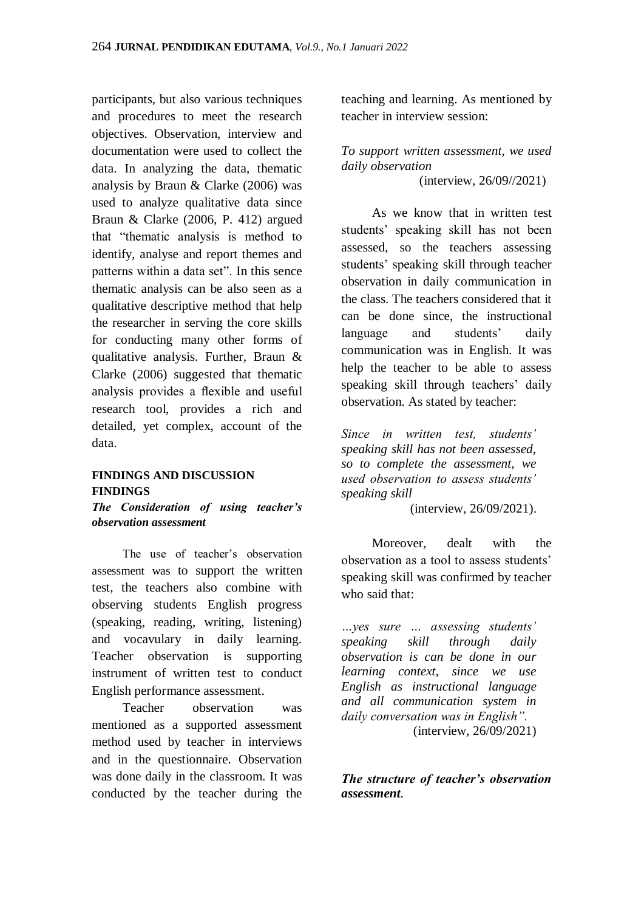participants, but also various techniques and procedures to meet the research objectives. Observation, interview and documentation were used to collect the data. In analyzing the data, thematic analysis by Braun & Clarke (2006) was used to analyze qualitative data since Braun & Clarke (2006, P. 412) argued that "thematic analysis is method to identify, analyse and report themes and patterns within a data set". In this sence thematic analysis can be also seen as a qualitative descriptive method that help the researcher in serving the core skills for conducting many other forms of qualitative analysis. Further, Braun & Clarke (2006) suggested that thematic analysis provides a flexible and useful research tool, provides a rich and detailed, yet complex, account of the data.

## FINDINGS AND DISCUSSION

### FINDINGS

#### *The Consideration of using teacher's observation assessment*

The use of teacher's observation assessment was to support the written test, the teachers also combine with observing students English progress (speaking, reading, writing, listening) and vocavulary in daily learning. Teacher observation is supporting instrument of written test to conduct English performance assessment.

Teacher observation was mentioned as a supported assessment method used by teacher in interviews and in the questionnaire. Observation was done daily in the classroom. It was conducted by the teacher during the teaching and learning. As mentioned by teacher in interview session:

*To support written assessment, we used daily observation*
(interview, 26/09//2021)

As we know that in written test students' speaking skill has not been assessed, so the teachers assessing students' speaking skill through teacher observation in daily communication in the class. The teachers considered that it can be done since, the instructional language and students' daily communication was in English. It was help the teacher to be able to assess speaking skill through teachers' daily observation. As stated by teacher:

*Since in written test, students' speaking skill has not been assessed, so to complete the assessment, we used observation to assess students' speaking skill*
(interview, 26/09/2021).

Moreover, dealt with the observation as a tool to assess students' speaking skill was confirmed by teacher who said that:

*…yes sure … assessing students' speaking skill through daily observation is can be done in our learning context, since we use English as instructional language and all communication system in daily conversation was in English".*
(interview, 26/09/2021)

#### *The structure of teacher's observation assessment.*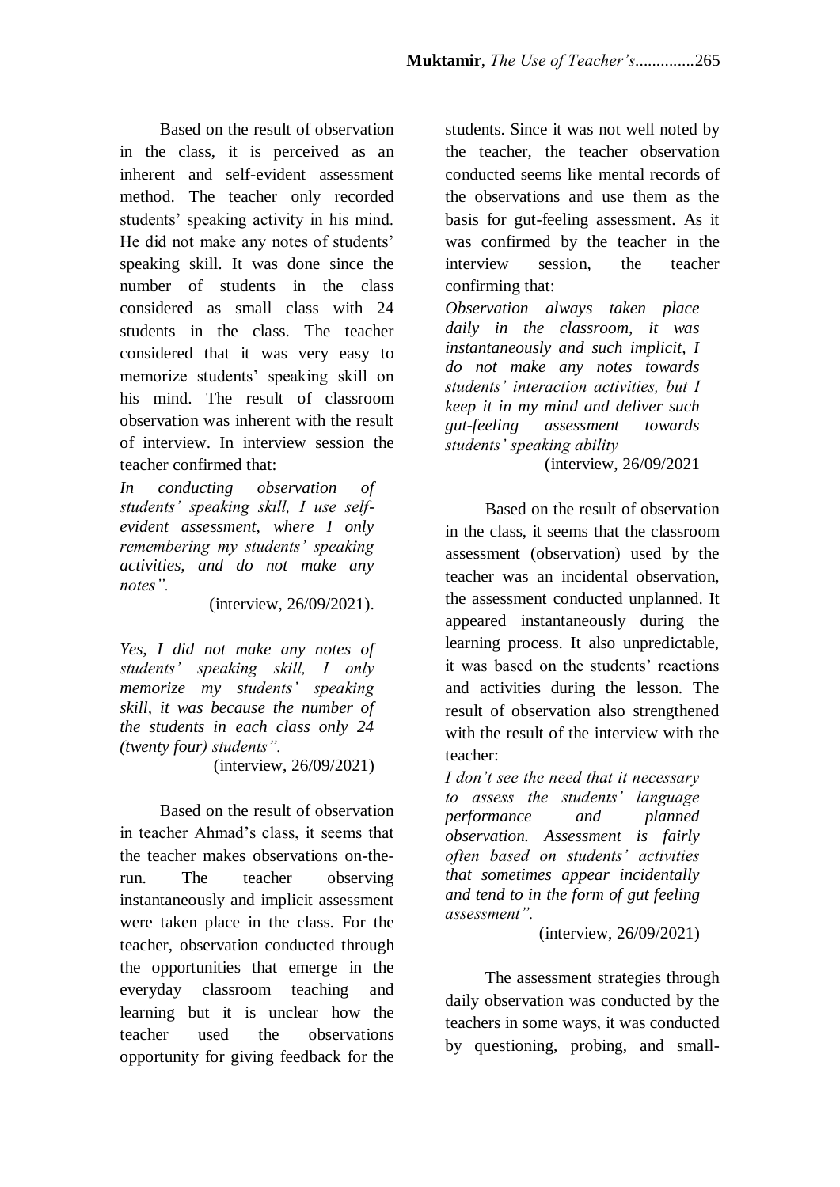Based on the result of observation in the class, it is perceived as an inherent and self-evident assessment method. The teacher only recorded students' speaking activity in his mind. He did not make any notes of students' speaking skill. It was done since the number of students in the class considered as small class with 24 students in the class. The teacher considered that it was very easy to memorize students' speaking skill on his mind. The result of classroom observation was inherent with the result of interview. In interview session the teacher confirmed that:

*In conducting observation of students' speaking skill, I use self-evident assessment, where I only remembering my students' speaking activities, and do not make any notes".*

(interview, 26/09/2021).

*Yes, I did not make any notes of students' speaking skill, I only memorize my students' speaking skill, it was because the number of the students in each class only 24 (twenty four) students".*

(interview, 26/09/2021)

Based on the result of observation in teacher Ahmad's class, it seems that the teacher makes observations on-the-run. The teacher observing instantaneously and implicit assessment were taken place in the class. For the teacher, observation conducted through the opportunities that emerge in the everyday classroom teaching and learning but it is unclear how the teacher used the observations opportunity for giving feedback for the students. Since it was not well noted by the teacher, the teacher observation conducted seems like mental records of the observations and use them as the basis for gut-feeling assessment. As it was confirmed by the teacher in the interview session, the teacher confirming that:

*Observation always taken place daily in the classroom, it was instantaneously and such implicit, I do not make any notes towards students' interaction activities, but I keep it in my mind and deliver such gut-feeling assessment towards students' speaking ability*

(interview, 26/09/2021

Based on the result of observation in the class, it seems that the classroom assessment (observation) used by the teacher was an incidental observation, the assessment conducted unplanned. It appeared instantaneously during the learning process. It also unpredictable, it was based on the students' reactions and activities during the lesson. The result of observation also strengthened with the result of the interview with the teacher:

*I don't see the need that it necessary to assess the students' language performance and planned observation. Assessment is fairly often based on students' activities that sometimes appear incidentally and tend to in the form of gut feeling assessment".*

(interview, 26/09/2021)

The assessment strategies through daily observation was conducted by the teachers in some ways, it was conducted by questioning, probing, and small-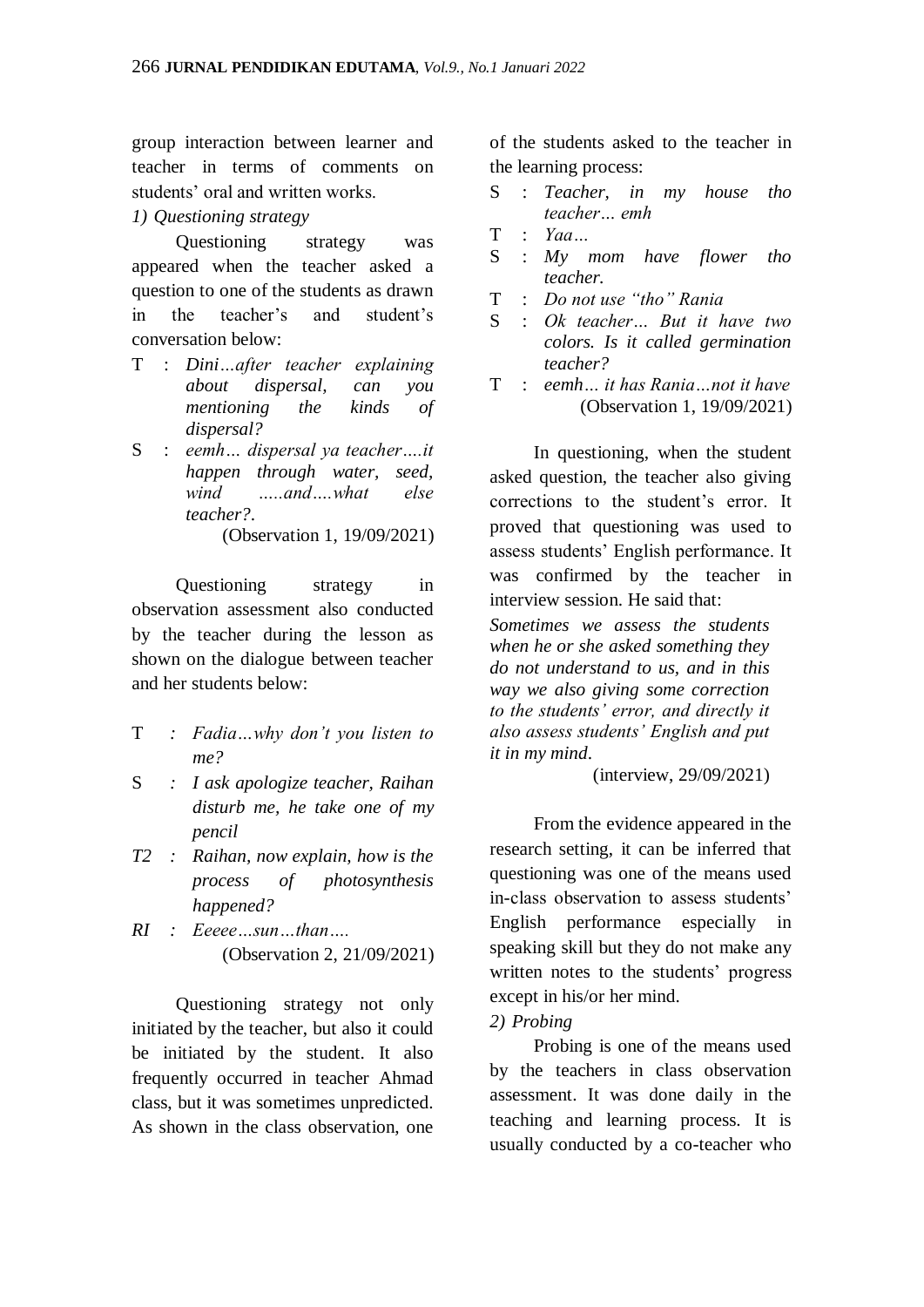group interaction between learner and teacher in terms of comments on students' oral and written works.

*1) Questioning strategy*

Questioning strategy was appeared when the teacher asked a question to one of the students as drawn in the teacher's and student's conversation below:

T : *Dini…after teacher explaining about dispersal, can you mentioning the kinds of dispersal?*

S : *eemh… dispersal ya teacher….it happen through water, seed, wind …..and….what else teacher?.*

(Observation 1, 19/09/2021)

Questioning strategy in observation assessment also conducted by the teacher during the lesson as shown on the dialogue between teacher and her students below:

T : *Fadia…why don't you listen to me?*

S : *I ask apologize teacher, Raihan disturb me, he take one of my pencil*

*T2 : Raihan, now explain, how is the process of photosynthesis happened?*

*RI : Eeeee…sun…than….*

(Observation 2, 21/09/2021)

Questioning strategy not only initiated by the teacher, but also it could be initiated by the student. It also frequently occurred in teacher Ahmad class, but it was sometimes unpredicted. As shown in the class observation, one of the students asked to the teacher in the learning process:

S : *Teacher, in my house tho teacher… emh*

T : *Yaa…*

S : *My mom have flower tho teacher.*

T : *Do not use "tho" Rania*

S : *Ok teacher… But it have two colors. Is it called germination teacher?*

T : *eemh… it has Rania…not it have*

(Observation 1, 19/09/2021)

In questioning, when the student asked question, the teacher also giving corrections to the student's error. It proved that questioning was used to assess students' English performance. It was confirmed by the teacher in interview session. He said that:

*Sometimes we assess the students when he or she asked something they do not understand to us, and in this way we also giving some correction to the students' error, and directly it also assess students' English and put it in my mind.*

(interview, 29/09/2021)

From the evidence appeared in the research setting, it can be inferred that questioning was one of the means used in-class observation to assess students' English performance especially in speaking skill but they do not make any written notes to the students' progress except in his/or her mind.

*2) Probing*

Probing is one of the means used by the teachers in class observation assessment. It was done daily in the teaching and learning process. It is usually conducted by a co-teacher who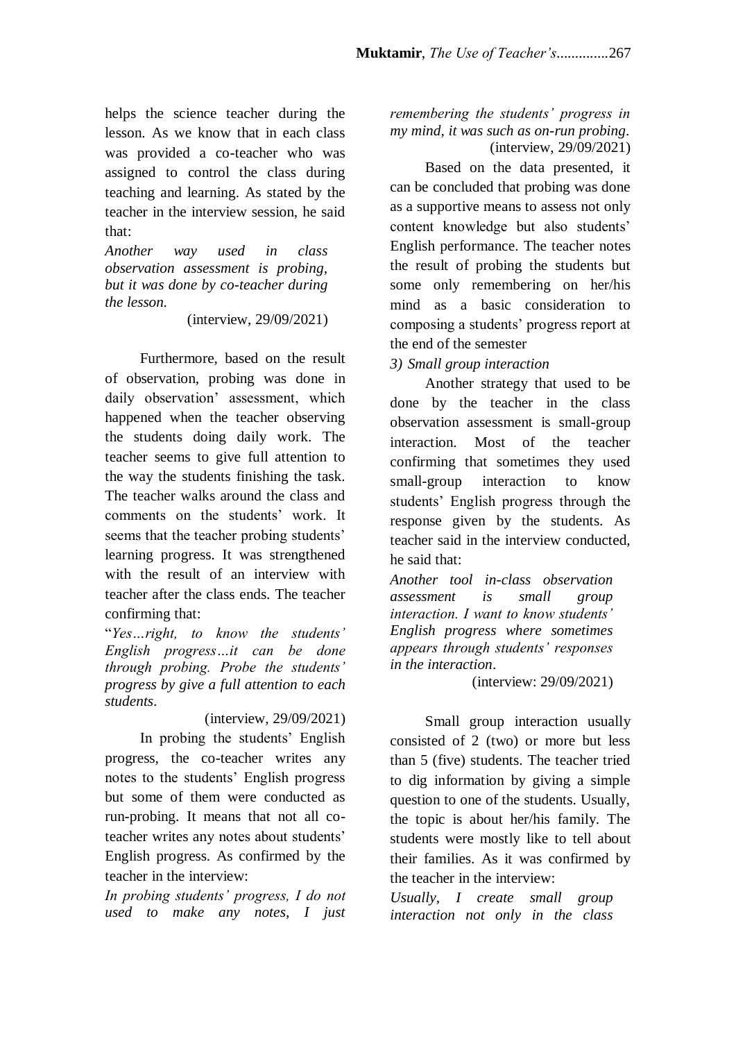helps the science teacher during the lesson. As we know that in each class was provided a co-teacher who was assigned to control the class during teaching and learning. As stated by the teacher in the interview session, he said that:

*Another way used in class observation assessment is probing, but it was done by co-teacher during the lesson.*

(interview, 29/09/2021)

Furthermore, based on the result of observation, probing was done in daily observation' assessment, which happened when the teacher observing the students doing daily work. The teacher seems to give full attention to the way the students finishing the task. The teacher walks around the class and comments on the students' work. It seems that the teacher probing students' learning progress. It was strengthened with the result of an interview with teacher after the class ends. The teacher confirming that:

"*Yes…right, to know the students' English progress…it can be done through probing. Probe the students' progress by give a full attention to each students*.

(interview, 29/09/2021)

In probing the students' English progress, the co-teacher writes any notes to the students' English progress but some of them were conducted as run-probing. It means that not all co-teacher writes any notes about students' English progress. As confirmed by the teacher in the interview:

*In probing students' progress, I do not used to make any notes, I just remembering the students' progress in my mind, it was such as on-run probing*.

(interview, 29/09/2021)

Based on the data presented, it can be concluded that probing was done as a supportive means to assess not only content knowledge but also students' English performance. The teacher notes the result of probing the students but some only remembering on her/his mind as a basic consideration to composing a students' progress report at the end of the semester

*3) Small group interaction*

Another strategy that used to be done by the teacher in the class observation assessment is small-group interaction. Most of the teacher confirming that sometimes they used small-group interaction to know students' English progress through the response given by the students. As teacher said in the interview conducted, he said that:

*Another tool in-class observation assessment is small group interaction. I want to know students' English progress where sometimes appears through students' responses in the interaction*.

(interview: 29/09/2021)

Small group interaction usually consisted of 2 (two) or more but less than 5 (five) students. The teacher tried to dig information by giving a simple question to one of the students. Usually, the topic is about her/his family. The students were mostly like to tell about their families. As it was confirmed by the teacher in the interview:

*Usually, I create small group interaction not only in the class*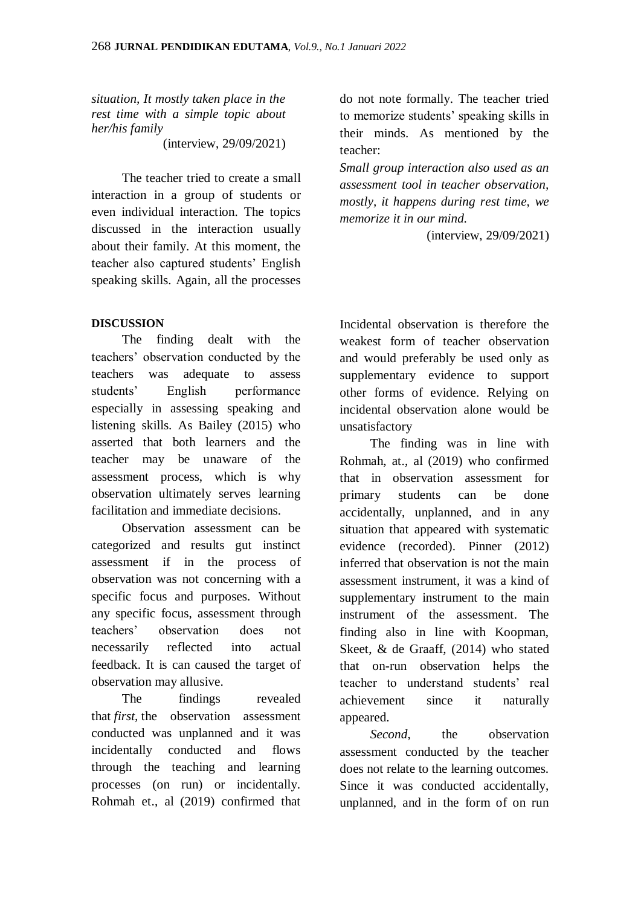*situation, It mostly taken place in the rest time with a simple topic about her/his family*

(interview, 29/09/2021)

The teacher tried to create a small interaction in a group of students or even individual interaction. The topics discussed in the interaction usually about their family. At this moment, the teacher also captured students' English speaking skills. Again, all the processes do not note formally. The teacher tried to memorize students' speaking skills in their minds. As mentioned by the teacher:

*Small group interaction also used as an assessment tool in teacher observation, mostly, it happens during rest time, we memorize it in our mind.*

(interview, 29/09/2021)

**DISCUSSION**

The finding dealt with the teachers' observation conducted by the teachers was adequate to assess students' English performance especially in assessing speaking and listening skills. As Bailey (2015) who asserted that both learners and the teacher may be unaware of the assessment process, which is why observation ultimately serves learning facilitation and immediate decisions.

Observation assessment can be categorized and results gut instinct assessment if in the process of observation was not concerning with a specific focus and purposes. Without any specific focus, assessment through teachers' observation does not necessarily reflected into actual feedback. It is can caused the target of observation may allusive.

The findings revealed that *first,* the observation assessment conducted was unplanned and it was incidentally conducted and flows through the teaching and learning processes (on run) or incidentally. Rohmah et., al (2019) confirmed that Incidental observation is therefore the weakest form of teacher observation and would preferably be used only as supplementary evidence to support other forms of evidence. Relying on incidental observation alone would be unsatisfactory

The finding was in line with Rohmah, at., al (2019) who confirmed that in observation assessment for primary students can be done accidentally, unplanned, and in any situation that appeared with systematic evidence (recorded). Pinner (2012) inferred that observation is not the main assessment instrument, it was a kind of supplementary instrument to the main instrument of the assessment. The finding also in line with Koopman, Skeet, & de Graaff, (2014) who stated that on-run observation helps the teacher to understand students' real achievement since it naturally appeared.

*Second*, the observation assessment conducted by the teacher does not relate to the learning outcomes. Since it was conducted accidentally, unplanned, and in the form of on run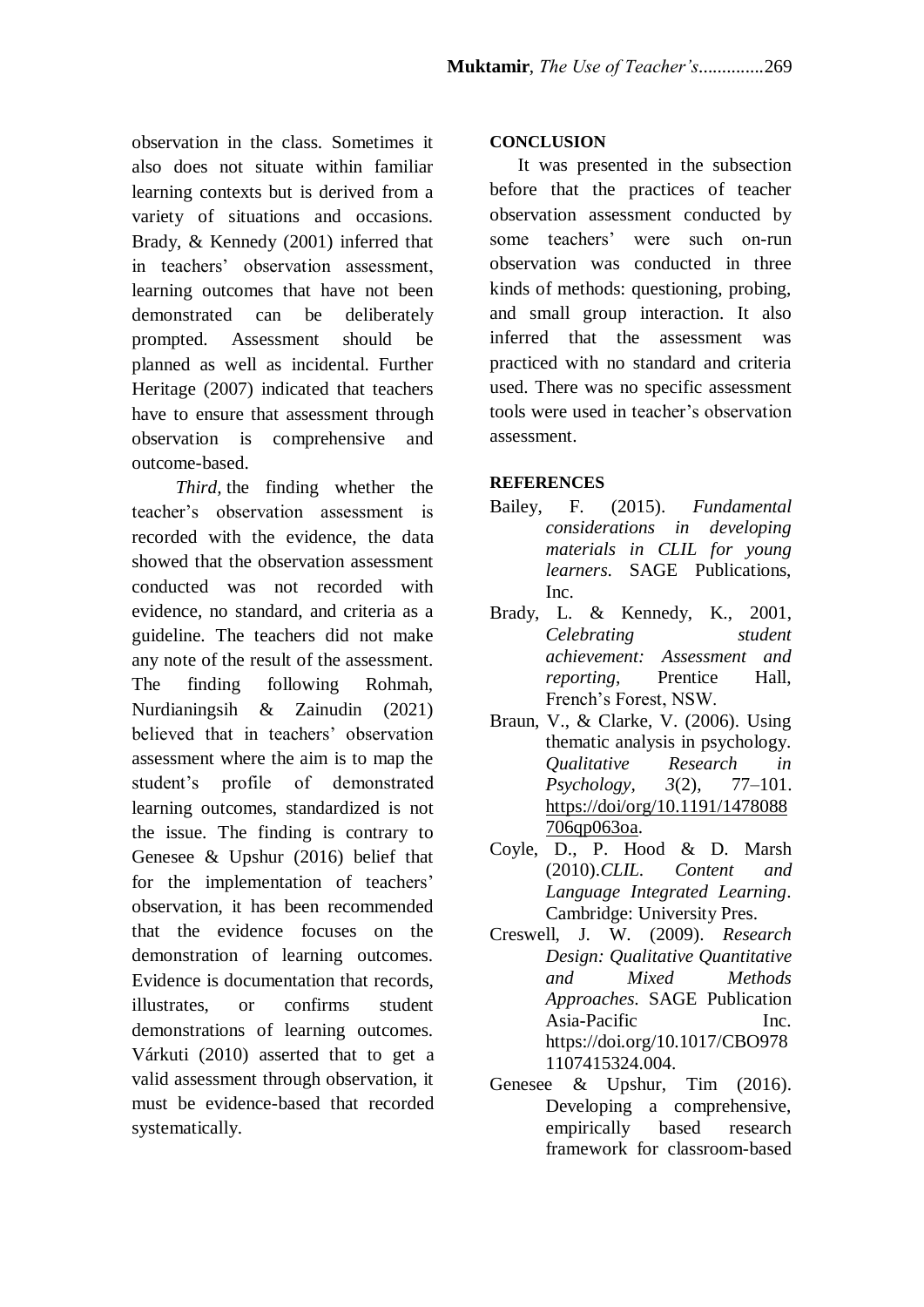observation in the class. Sometimes it also does not situate within familiar learning contexts but is derived from a variety of situations and occasions. Brady, & Kennedy (2001) inferred that in teachers' observation assessment, learning outcomes that have not been demonstrated can be deliberately prompted. Assessment should be planned as well as incidental. Further Heritage (2007) indicated that teachers have to ensure that assessment through observation is comprehensive and outcome-based.

*Third,* the finding whether the teacher's observation assessment is recorded with the evidence, the data showed that the observation assessment conducted was not recorded with evidence, no standard, and criteria as a guideline. The teachers did not make any note of the result of the assessment. The finding following Rohmah, Nurdianingsih & Zainudin (2021) believed that in teachers' observation assessment where the aim is to map the student's profile of demonstrated learning outcomes, standardized is not the issue. The finding is contrary to Genesee & Upshur (2016) belief that for the implementation of teachers' observation, it has been recommended that the evidence focuses on the demonstration of learning outcomes. Evidence is documentation that records, illustrates, or confirms student demonstrations of learning outcomes. Várkuti (2010) asserted that to get a valid assessment through observation, it must be evidence-based that recorded systematically.

## CONCLUSION

It was presented in the subsection before that the practices of teacher observation assessment conducted by some teachers' were such on-run observation was conducted in three kinds of methods: questioning, probing, and small group interaction. It also inferred that the assessment was practiced with no standard and criteria used. There was no specific assessment tools were used in teacher's observation assessment.

## REFERENCES

Bailey, F. (2015). *Fundamental considerations in developing materials in CLIL for young learners*. SAGE Publications, Inc.

Brady, L. & Kennedy, K., 2001, *Celebrating student achievement: Assessment and reporting*, Prentice Hall, French's Forest, NSW.

Braun, V., & Clarke, V. (2006). Using thematic analysis in psychology. *Qualitative Research in Psychology*, *3*(2), 77–101. https://doi/org/10.1191/1478088706qp063oa.

Coyle, D., P. Hood & D. Marsh (2010).*CLIL. Content and Language Integrated Learning*. Cambridge: University Pres.

Creswell, J. W. (2009). *Research Design: Qualitative Quantitative and Mixed Methods Approaches*. SAGE Publication Asia-Pacific Inc. https://doi.org/10.1017/CBO9781107415324.004.

Genesee & Upshur, Tim (2016). Developing a comprehensive, empirically based research framework for classroom-based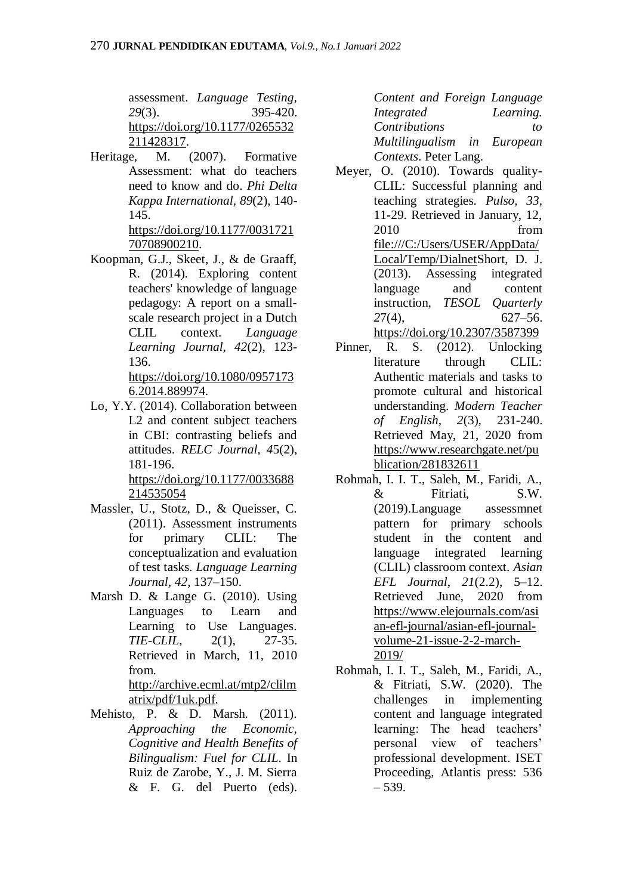assessment. *Language Testing*, *29*(3). 395-420. https://doi.org/10.1177/0265532211428317.

Heritage, M. (2007). Formative Assessment: what do teachers need to know and do. *Phi Delta Kappa International*, *89*(2), 140-145. https://doi.org/10.1177/003172170708900210.

Koopman, G.J., Skeet, J., & de Graaff, R. (2014). Exploring content teachers' knowledge of language pedagogy: A report on a small-scale research project in a Dutch CLIL context. *Language Learning Journal*, *42*(2), 123-136. https://doi.org/10.1080/09571736.2014.889974.

Lo, Y.Y. (2014). Collaboration between L2 and content subject teachers in CBI: contrasting beliefs and attitudes. *RELC Journal*, *4*5(2), 181-196. https://doi.org/10.1177/0033688214535054

Massler, U., Stotz, D., & Queisser, C. (2011). Assessment instruments for primary CLIL: The conceptualization and evaluation of test tasks. *Language Learning Journal*, *42*, 137–150.

Marsh D. & Lange G. (2010). Using Languages to Learn and Learning to Use Languages. *TIE-CLIL*, 2(1), 27-35. Retrieved in March, 11, 2010 from. http://archive.ecml.at/mtp2/clilmatrix/pdf/1uk.pdf.

Mehisto, P. & D. Marsh. (2011). *Approaching the Economic, Cognitive and Health Benefits of Bilingualism: Fuel for CLIL*. In Ruiz de Zarobe, Y., J. M. Sierra & F. G. del Puerto (eds). *Content and Foreign Language Integrated Learning. Contributions to Multilingualism in European Contexts*. Peter Lang.

Meyer, O. (2010). Towards quality-CLIL: Successful planning and teaching strategies. *Pulso, 33*, 11-29. Retrieved in January, 12, 2010 from file:///C:/Users/USER/AppData/Local/Temp/DialnetShort, D. J. (2013). Assessing integrated language and content instruction, *TESOL Quarterly 27*(4), 627–56. https://doi.org/10.2307/3587399

Pinner, R. S. (2012). Unlocking literature through CLIL: Authentic materials and tasks to promote cultural and historical understanding. *Modern Teacher of English*, *2*(3), 231-240. Retrieved May, 21, 2020 from https://www.researchgate.net/publication/281832611

Rohmah, I. I. T., Saleh, M., Faridi, A., & Fitriati, S.W. (2019).Language assessmnet pattern for primary schools student in the content and language integrated learning (CLIL) classroom context. *Asian EFL Journal*, *21*(2.2), 5–12. Retrieved June, 2020 from https://www.elejournals.com/asian-efl-journal/asian-efl-journal-volume-21-issue-2-2-march-2019/

Rohmah, I. I. T., Saleh, M., Faridi, A., & Fitriati, S.W. (2020). The challenges in implementing content and language integrated learning: The head teachers' personal view of teachers' professional development. ISET Proceeding, Atlantis press: 536 – 539.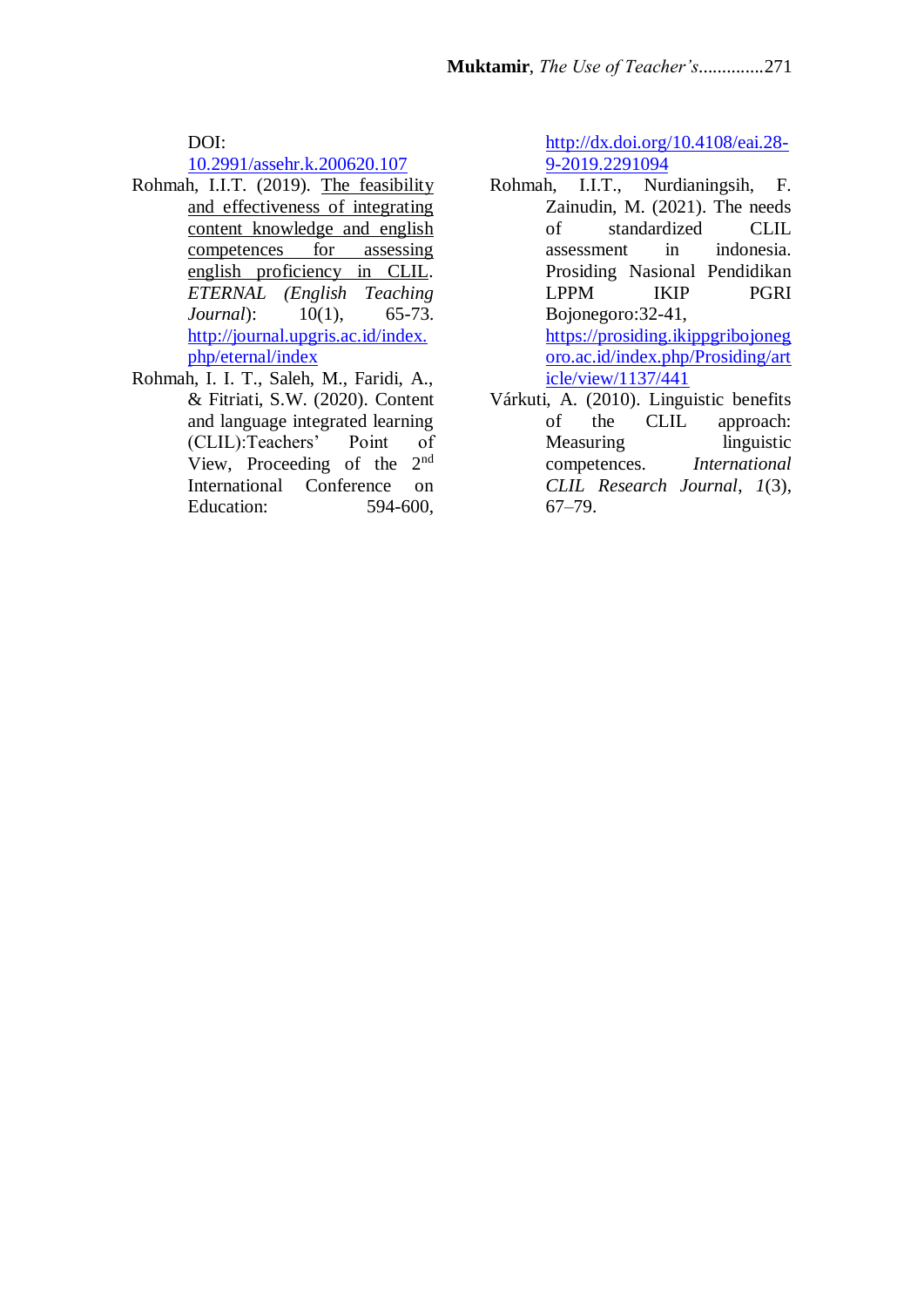DOI: 10.2991/assehr.k.200620.107

Rohmah, I.I.T. (2019). The feasibility and effectiveness of integrating content knowledge and english competences for assessing english proficiency in CLIL. *ETERNAL (English Teaching Journal*): 10(1), 65-73. http://journal.upgris.ac.id/index.php/eternal/index

Rohmah, I. I. T., Saleh, M., Faridi, A., & Fitriati, S.W. (2020). Content and language integrated learning (CLIL):Teachers' Point of View, Proceeding of the 2nd International Conference on Education: 594-600, http://dx.doi.org/10.4108/eai.28-9-2019.2291094

Rohmah, I.I.T., Nurdianingsih, F. Zainudin, M. (2021). The needs of standardized CLIL assessment in indonesia. Prosiding Nasional Pendidikan LPPM IKIP PGRI Bojonegoro:32-41, https://prosiding.ikippgribojonegoro.ac.id/index.php/Prosiding/article/view/1137/441

Várkuti, A. (2010). Linguistic benefits of the CLIL approach: Measuring linguistic competences. *International CLIL Research Journal*, *1*(3), 67–79.